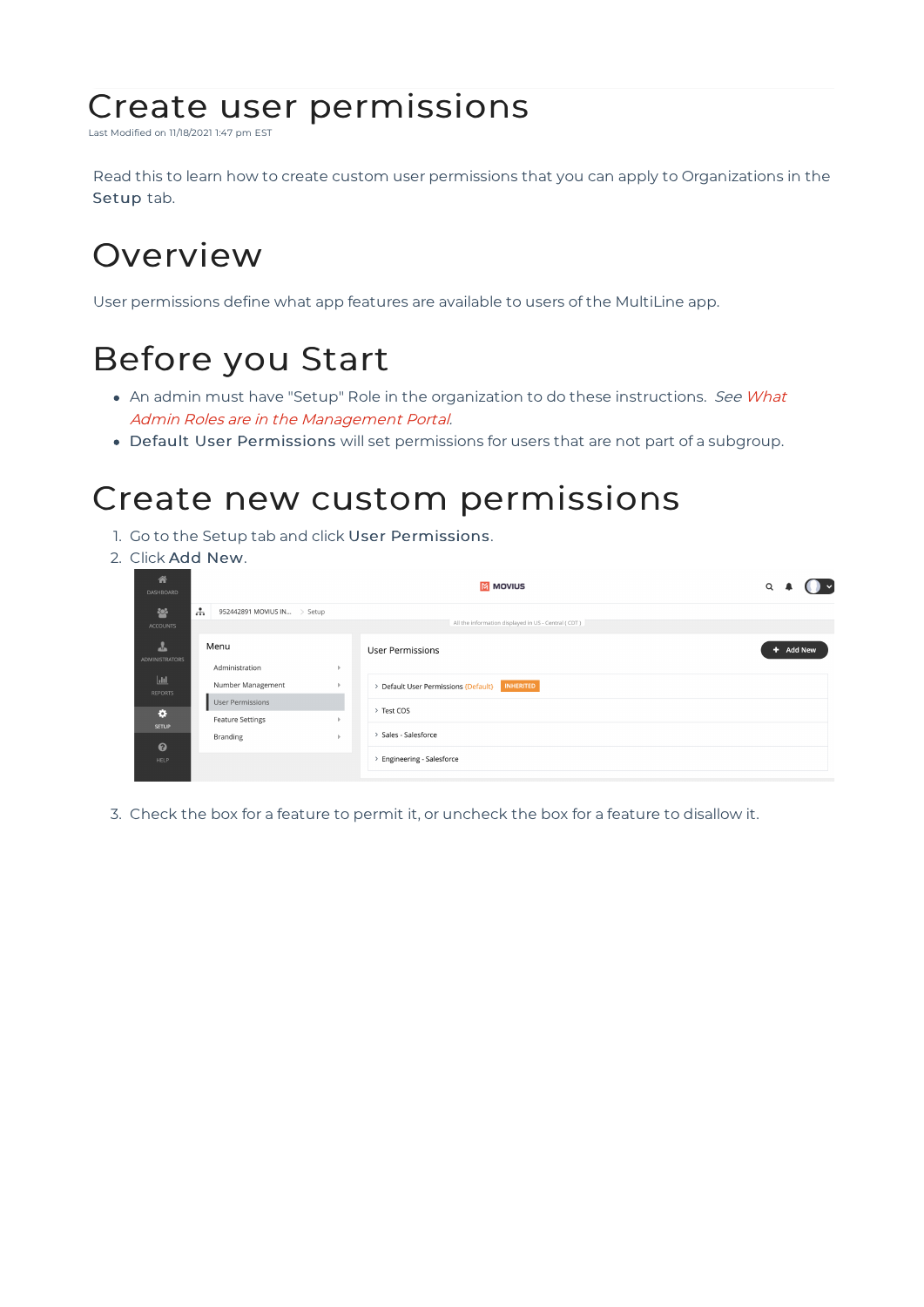# Create user permissions

Last Modified on 11/18/2021 1:47 pm EST

Read this to learn how to create custom user permissions that you can apply to Organizations in the **Setup** tab.

## Overview

User permissions define what app features are available to users of the MultiLine app.

## Before you Start

- An admin must have "Setup" Role in the organization to do these instructions. *See What Admin Roles are in the Management Portal.*
- **Default User Permissions** will set permissions for users that are not part of a subgroup.

## Create new custom permissions

1. Go to the Setup tab and click **User Permissions**.
2. Click **Add New**.
3. Check the box for a feature to permit it, or uncheck the box for a feature to disallow it.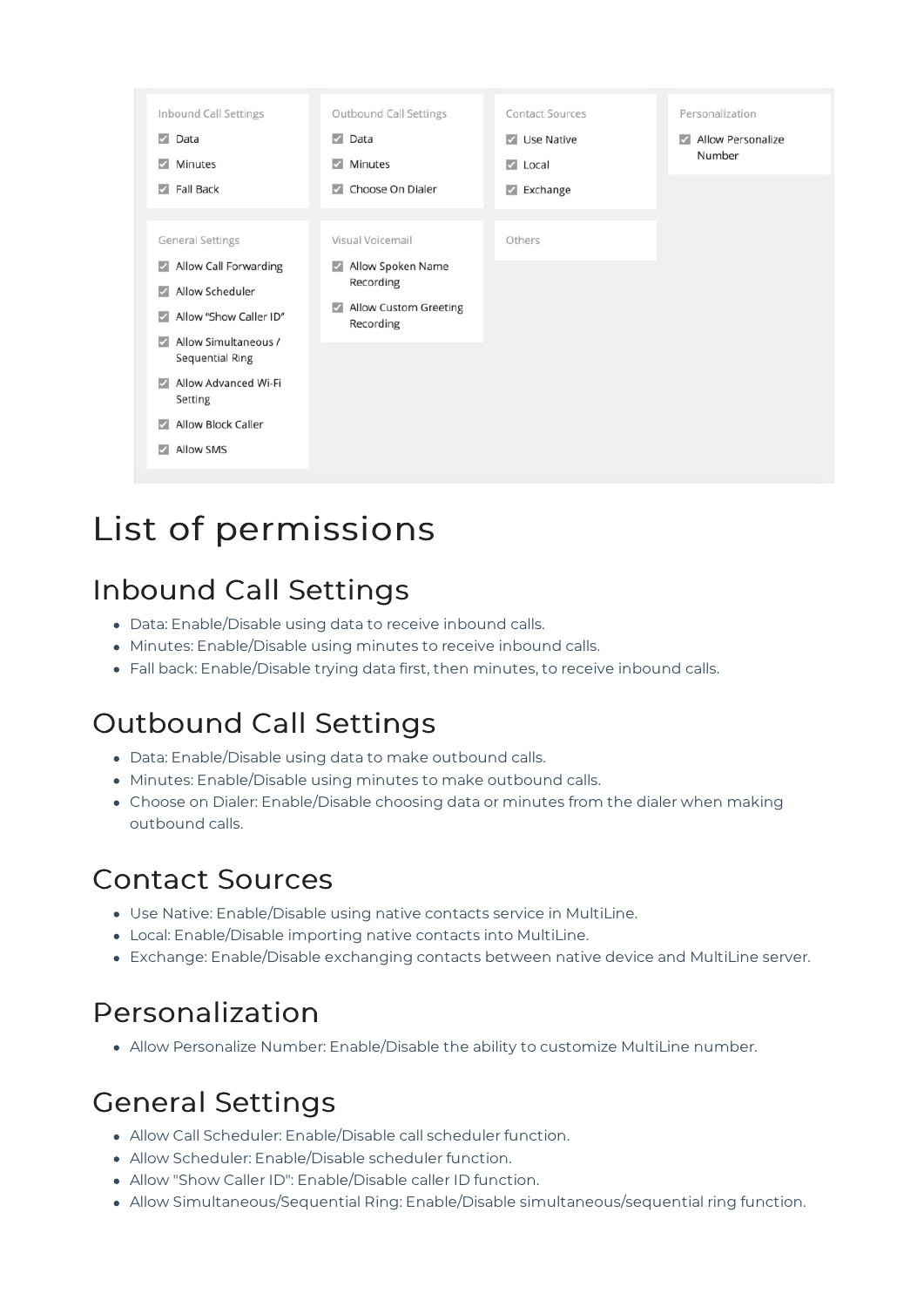Inbound Call Settings

- Data
- Minutes
- Fall Back

Outbound Call Settings

- Data
- Minutes
- Choose On Dialer

Contact Sources

- Use Native
- Local
- Exchange

Personalization

- Allow Personalize Number

General Settings

- Allow Call Forwarding
- Allow Scheduler
- Allow "Show Caller ID"
- Allow Simultaneous / Sequential Ring
- Allow Advanced Wi-Fi Setting
- Allow Block Caller
- Allow SMS

Visual Voicemail

- Allow Spoken Name Recording
- Allow Custom Greeting Recording

Others

# List of permissions

## Inbound Call Settings

- Data: Enable/Disable using data to receive inbound calls.
- Minutes: Enable/Disable using minutes to receive inbound calls.
- Fall back: Enable/Disable trying data first, then minutes, to receive inbound calls.

## Outbound Call Settings

- Data: Enable/Disable using data to make outbound calls.
- Minutes: Enable/Disable using minutes to make outbound calls.
- Choose on Dialer: Enable/Disable choosing data or minutes from the dialer when making outbound calls.

## Contact Sources

- Use Native: Enable/Disable using native contacts service in MultiLine.
- Local: Enable/Disable importing native contacts into MultiLine.
- Exchange: Enable/Disable exchanging contacts between native device and MultiLine server.

## Personalization

- Allow Personalize Number: Enable/Disable the ability to customize MultiLine number.

## General Settings

- Allow Call Scheduler: Enable/Disable call scheduler function.
- Allow Scheduler: Enable/Disable scheduler function.
- Allow "Show Caller ID": Enable/Disable caller ID function.
- Allow Simultaneous/Sequential Ring: Enable/Disable simultaneous/sequential ring function.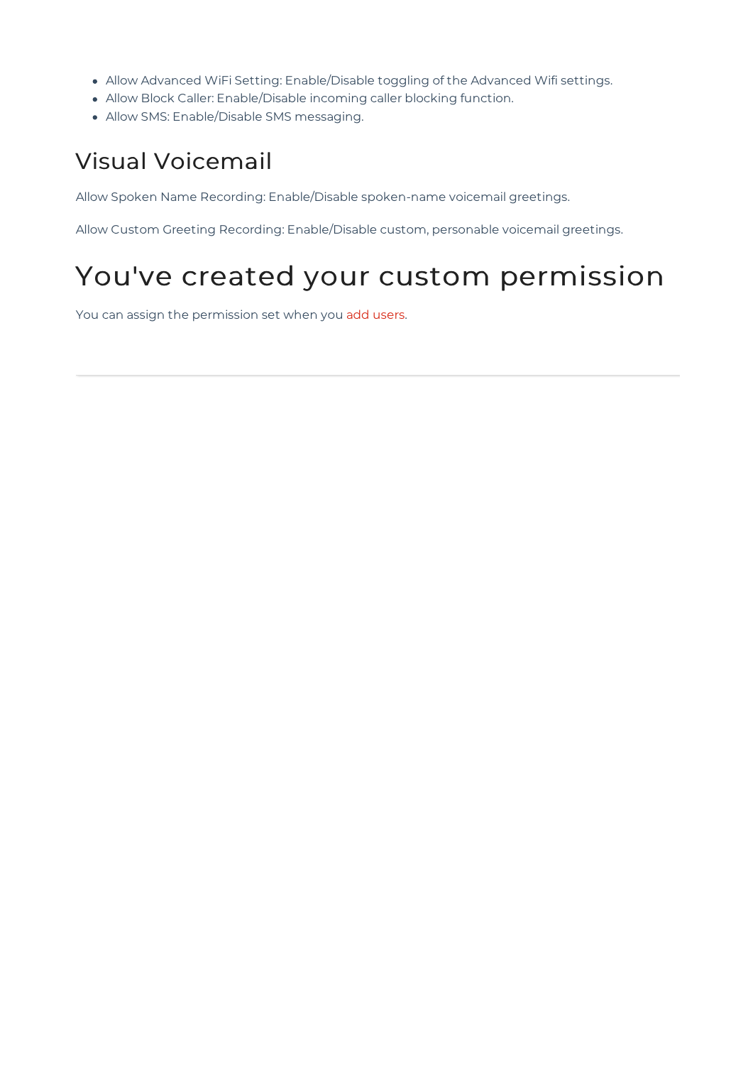- Allow Advanced WiFi Setting: Enable/Disable toggling of the Advanced Wifi settings.
- Allow Block Caller: Enable/Disable incoming caller blocking function.
- Allow SMS: Enable/Disable SMS messaging.

## Visual Voicemail

Allow Spoken Name Recording: Enable/Disable spoken-name voicemail greetings.

Allow Custom Greeting Recording: Enable/Disable custom, personable voicemail greetings.

# You've created your custom permission

You can assign the permission set when you add users.